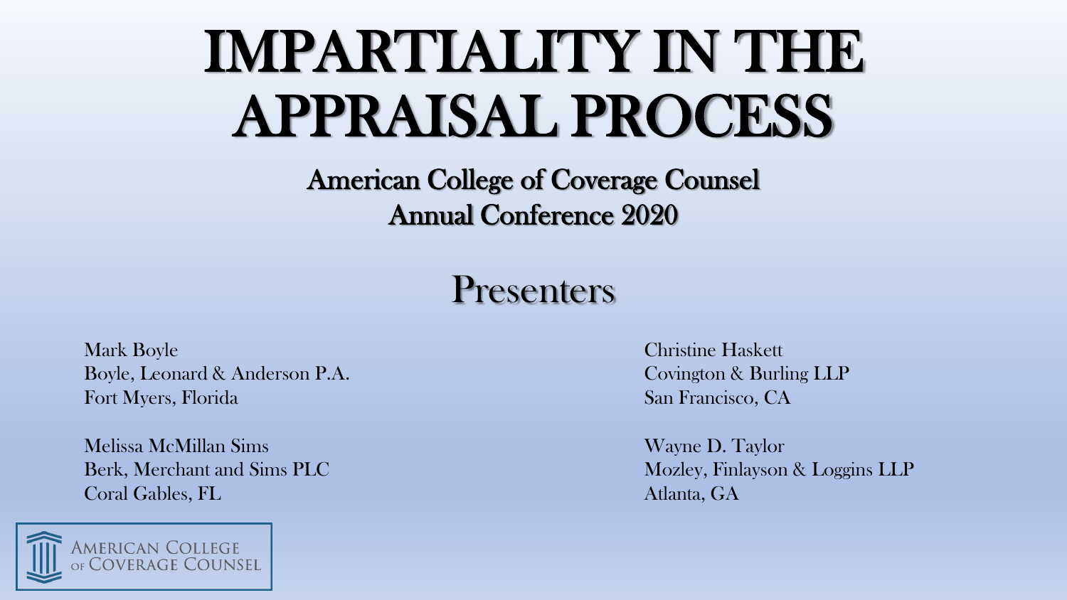# IMPARTIALITY IN THE APPRAISAL PROCESS

## American College of Coverage Counsel
## Annual Conference 2020

## Presenters

Mark Boyle
Boyle, Leonard & Anderson P.A.
Fort Myers, Florida

Melissa McMillan Sims
Berk, Merchant and Sims PLC
Coral Gables, FL

Christine Haskett
Covington & Burling LLP
San Francisco, CA

Wayne D. Taylor
Mozley, Finlayson & Loggins LLP
Atlanta, GA

AMERICAN COLLEGE OF COVERAGE COUNSEL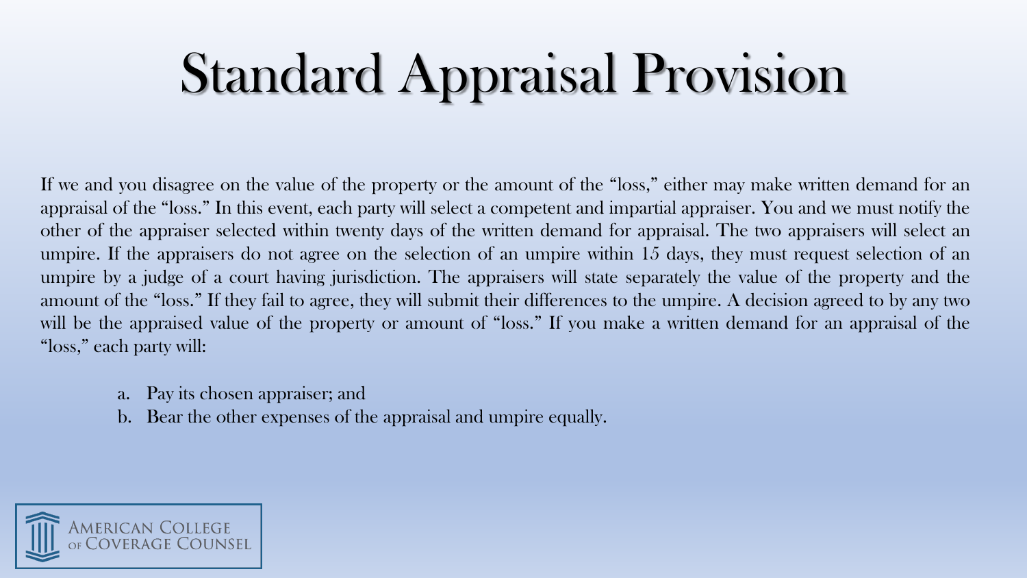# Standard Appraisal Provision

If we and you disagree on the value of the property or the amount of the "loss," either may make written demand for an appraisal of the "loss." In this event, each party will select a competent and impartial appraiser. You and we must notify the other of the appraiser selected within twenty days of the written demand for appraisal. The two appraisers will select an umpire. If the appraisers do not agree on the selection of an umpire within 15 days, they must request selection of an umpire by a judge of a court having jurisdiction. The appraisers will state separately the value of the property and the amount of the "loss." If they fail to agree, they will submit their differences to the umpire. A decision agreed to by any two will be the appraised value of the property or amount of "loss." If you make a written demand for an appraisal of the "loss," each party will:

a. Pay its chosen appraiser; and
b. Bear the other expenses of the appraisal and umpire equally.

American College of Coverage Counsel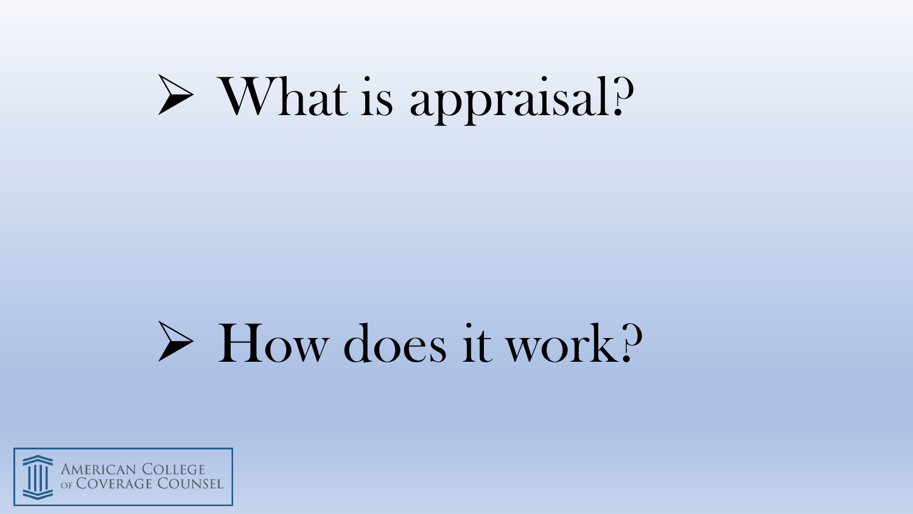- What is appraisal?

- How does it work?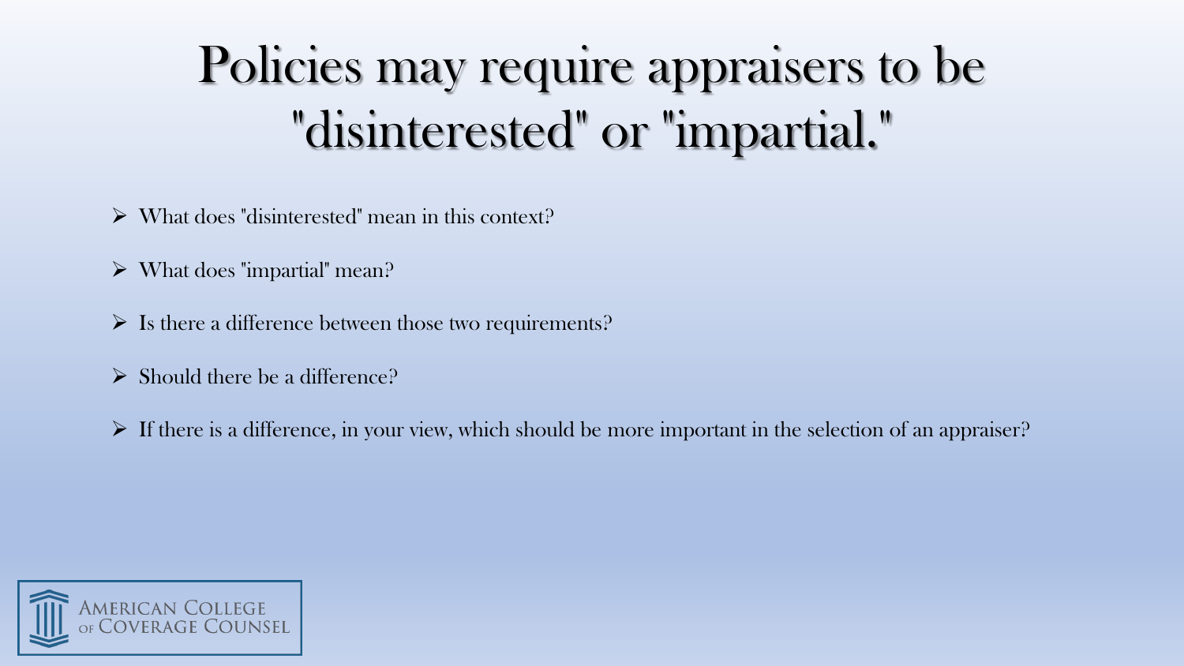# Policies may require appraisers to be "disinterested" or "impartial."

- What does "disinterested" mean in this context?
- What does "impartial" mean?
- Is there a difference between those two requirements?
- Should there be a difference?
- If there is a difference, in your view, which should be more important in the selection of an appraiser?

American College of Coverage Counsel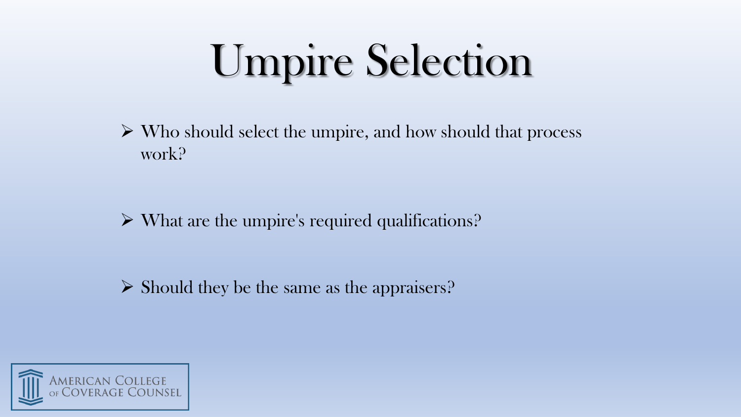# Umpire Selection

- Who should select the umpire, and how should that process work?
- What are the umpire's required qualifications?
- Should they be the same as the appraisers?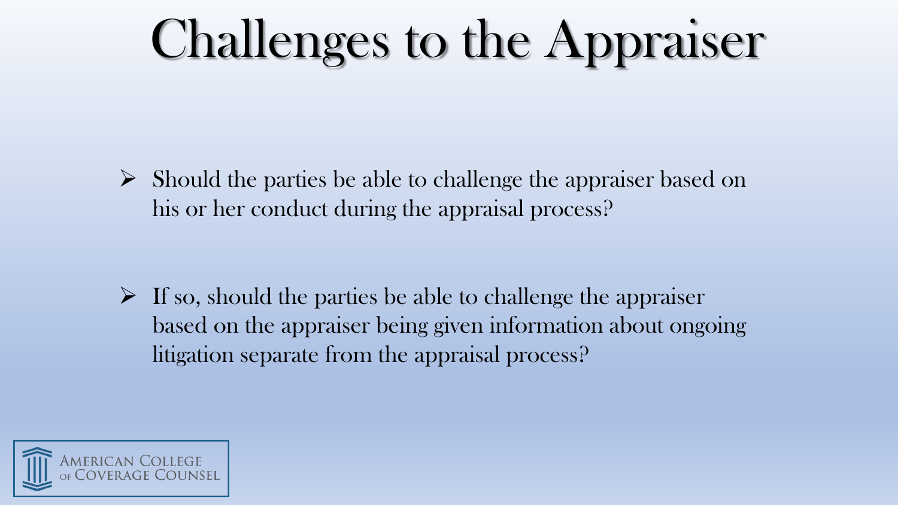# Challenges to the Appraiser

- Should the parties be able to challenge the appraiser based on his or her conduct during the appraisal process?

- If so, should the parties be able to challenge the appraiser based on the appraiser being given information about ongoing litigation separate from the appraisal process?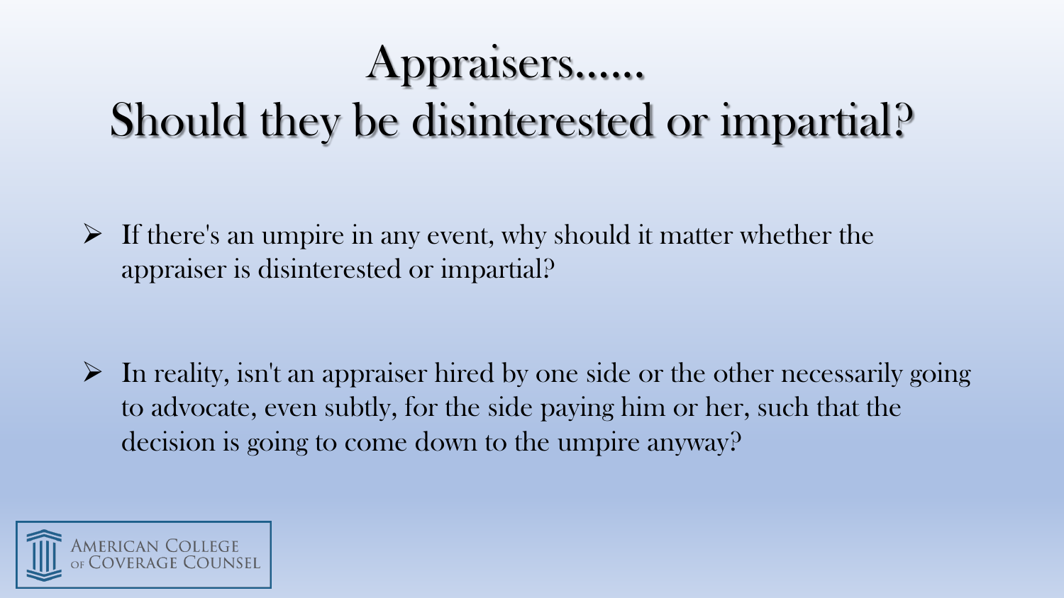# Appraisers……
# Should they be disinterested or impartial?

- If there's an umpire in any event, why should it matter whether the appraiser is disinterested or impartial?

- In reality, isn't an appraiser hired by one side or the other necessarily going to advocate, even subtly, for the side paying him or her, such that the decision is going to come down to the umpire anyway?

American College of Coverage Counsel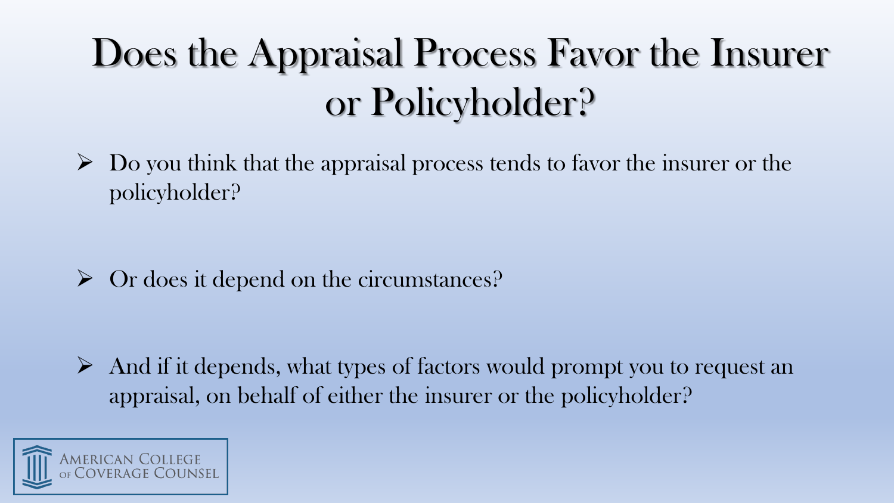# Does the Appraisal Process Favor the Insurer or Policyholder?

- Do you think that the appraisal process tends to favor the insurer or the policyholder?
- Or does it depend on the circumstances?
- And if it depends, what types of factors would prompt you to request an appraisal, on behalf of either the insurer or the policyholder?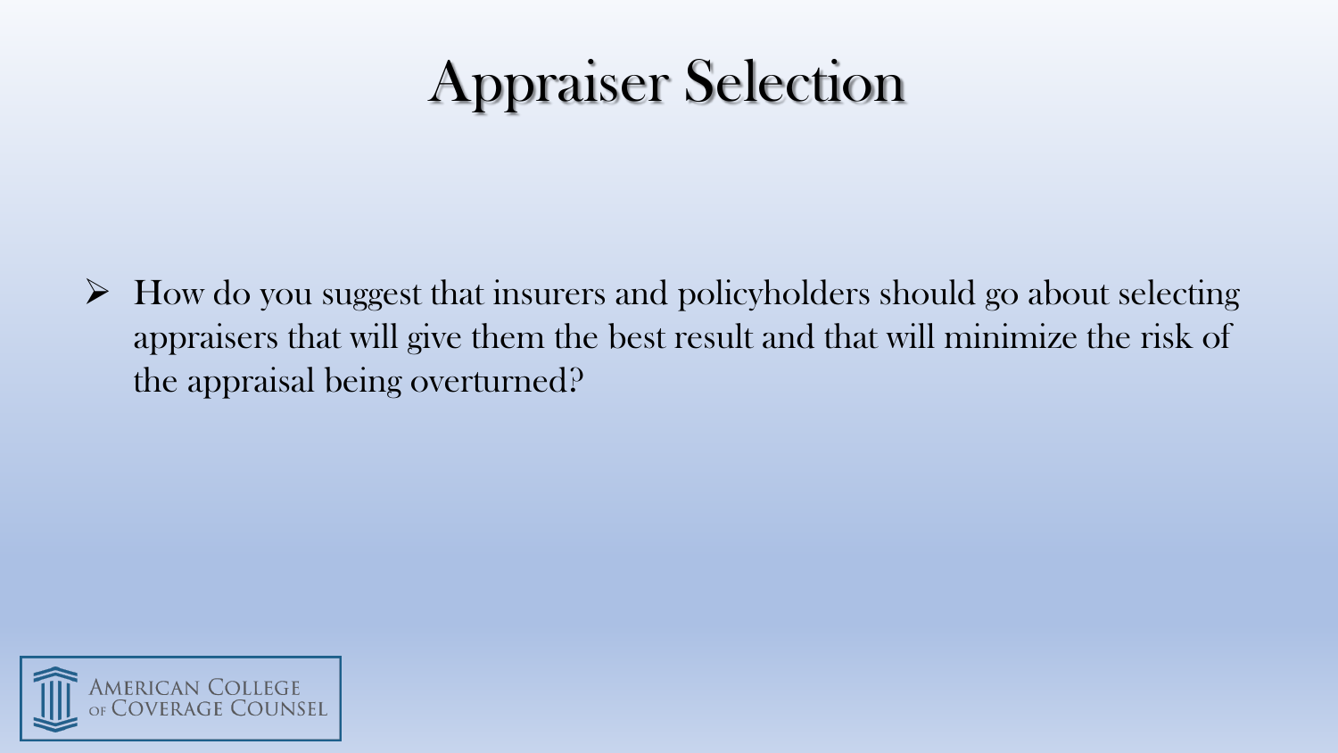# Appraiser Selection

- How do you suggest that insurers and policyholders should go about selecting appraisers that will give them the best result and that will minimize the risk of the appraisal being overturned?

American College of Coverage Counsel